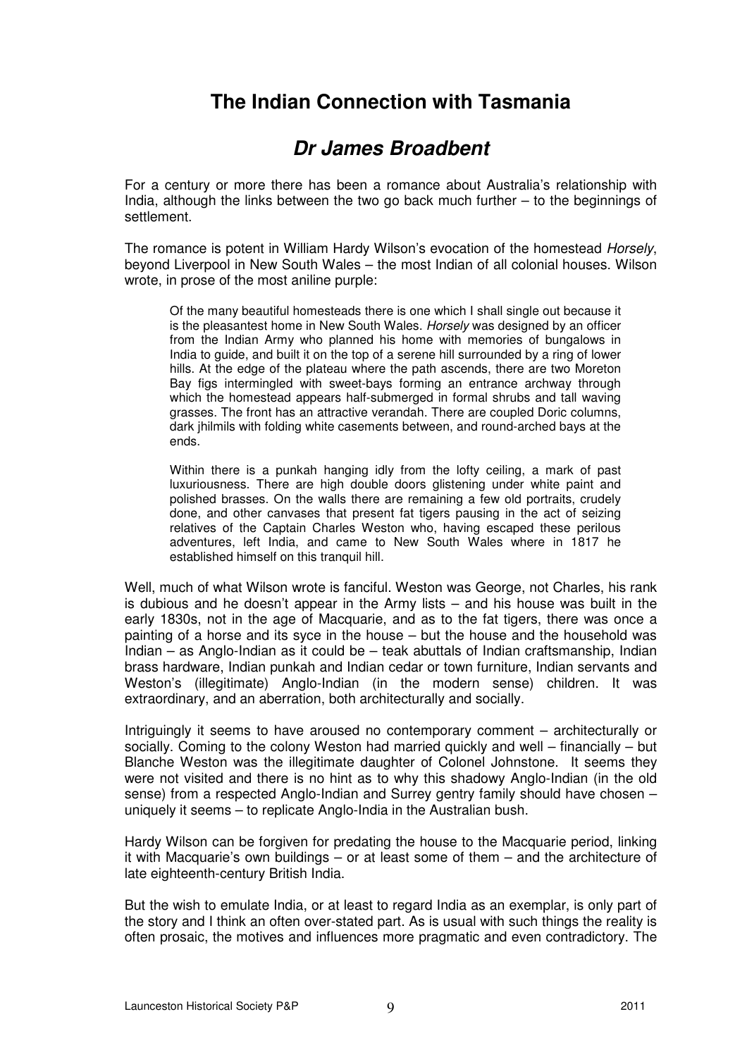# The Indian Connection with Tasmania

## *Dr James Broadbent*

For a century or more there has been a romance about Australia's relationship with India, although the links between the two go back much further – to the beginnings of settlement.

The romance is potent in William Hardy Wilson's evocation of the homestead *Horsely*, beyond Liverpool in New South Wales – the most Indian of all colonial houses. Wilson wrote, in prose of the most aniline purple:

> Of the many beautiful homesteads there is one which I shall single out because it is the pleasantest home in New South Wales. *Horsely* was designed by an officer from the Indian Army who planned his home with memories of bungalows in India to guide, and built it on the top of a serene hill surrounded by a ring of lower hills. At the edge of the plateau where the path ascends, there are two Moreton Bay figs intermingled with sweet-bays forming an entrance archway through which the homestead appears half-submerged in formal shrubs and tall waving grasses. The front has an attractive verandah. There are coupled Doric columns, dark jhilmils with folding white casements between, and round-arched bays at the ends.
>
> Within there is a punkah hanging idly from the lofty ceiling, a mark of past luxuriousness. There are high double doors glistening under white paint and polished brasses. On the walls there are remaining a few old portraits, crudely done, and other canvases that present fat tigers pausing in the act of seizing relatives of the Captain Charles Weston who, having escaped these perilous adventures, left India, and came to New South Wales where in 1817 he established himself on this tranquil hill.

Well, much of what Wilson wrote is fanciful. Weston was George, not Charles, his rank is dubious and he doesn't appear in the Army lists – and his house was built in the early 1830s, not in the age of Macquarie, and as to the fat tigers, there was once a painting of a horse and its syce in the house – but the house and the household was Indian – as Anglo-Indian as it could be – teak abuttals of Indian craftsmanship, Indian brass hardware, Indian punkah and Indian cedar or town furniture, Indian servants and Weston's (illegitimate) Anglo-Indian (in the modern sense) children. It was extraordinary, and an aberration, both architecturally and socially.

Intriguingly it seems to have aroused no contemporary comment – architecturally or socially. Coming to the colony Weston had married quickly and well – financially – but Blanche Weston was the illegitimate daughter of Colonel Johnstone. It seems they were not visited and there is no hint as to why this shadowy Anglo-Indian (in the old sense) from a respected Anglo-Indian and Surrey gentry family should have chosen – uniquely it seems – to replicate Anglo-India in the Australian bush.

Hardy Wilson can be forgiven for predating the house to the Macquarie period, linking it with Macquarie's own buildings – or at least some of them – and the architecture of late eighteenth-century British India.

But the wish to emulate India, or at least to regard India as an exemplar, is only part of the story and I think an often over-stated part. As is usual with such things the reality is often prosaic, the motives and influences more pragmatic and even contradictory. The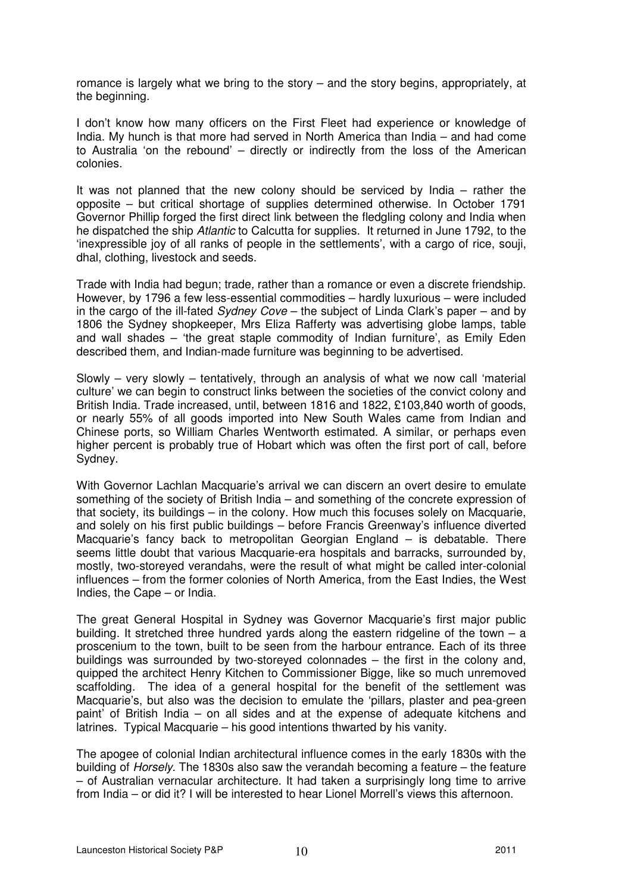romance is largely what we bring to the story – and the story begins, appropriately, at the beginning.

I don't know how many officers on the First Fleet had experience or knowledge of India. My hunch is that more had served in North America than India – and had come to Australia 'on the rebound' – directly or indirectly from the loss of the American colonies.

It was not planned that the new colony should be serviced by India – rather the opposite – but critical shortage of supplies determined otherwise. In October 1791 Governor Phillip forged the first direct link between the fledgling colony and India when he dispatched the ship *Atlantic* to Calcutta for supplies. It returned in June 1792, to the 'inexpressible joy of all ranks of people in the settlements', with a cargo of rice, souji, dhal, clothing, livestock and seeds.

Trade with India had begun; trade*,* rather than a romance or even a discrete friendship. However, by 1796 a few less-essential commodities – hardly luxurious – were included in the cargo of the ill-fated *Sydney Cove* – the subject of Linda Clark's paper – and by 1806 the Sydney shopkeeper, Mrs Eliza Rafferty was advertising globe lamps, table and wall shades – 'the great staple commodity of Indian furniture', as Emily Eden described them, and Indian-made furniture was beginning to be advertised.

Slowly – very slowly – tentatively, through an analysis of what we now call 'material culture' we can begin to construct links between the societies of the convict colony and British India. Trade increased, until, between 1816 and 1822, £103,840 worth of goods, or nearly 55% of all goods imported into New South Wales came from Indian and Chinese ports, so William Charles Wentworth estimated. A similar, or perhaps even higher percent is probably true of Hobart which was often the first port of call, before Sydney.

With Governor Lachlan Macquarie's arrival we can discern an overt desire to emulate something of the society of British India – and something of the concrete expression of that society, its buildings – in the colony. How much this focuses solely on Macquarie, and solely on his first public buildings – before Francis Greenway's influence diverted Macquarie's fancy back to metropolitan Georgian England – is debatable. There seems little doubt that various Macquarie-era hospitals and barracks, surrounded by, mostly, two-storeyed verandahs, were the result of what might be called inter-colonial influences – from the former colonies of North America, from the East Indies, the West Indies, the Cape – or India.

The great General Hospital in Sydney was Governor Macquarie's first major public building. It stretched three hundred yards along the eastern ridgeline of the town – a proscenium to the town, built to be seen from the harbour entrance. Each of its three buildings was surrounded by two-storeyed colonnades – the first in the colony and, quipped the architect Henry Kitchen to Commissioner Bigge, like so much unremoved scaffolding. The idea of a general hospital for the benefit of the settlement was Macquarie's, but also was the decision to emulate the 'pillars, plaster and pea-green paint' of British India – on all sides and at the expense of adequate kitchens and latrines. Typical Macquarie – his good intentions thwarted by his vanity.

The apogee of colonial Indian architectural influence comes in the early 1830s with the building of *Horsely*. The 1830s also saw the verandah becoming a feature – the feature – of Australian vernacular architecture. It had taken a surprisingly long time to arrive from India – or did it? I will be interested to hear Lionel Morrell's views this afternoon.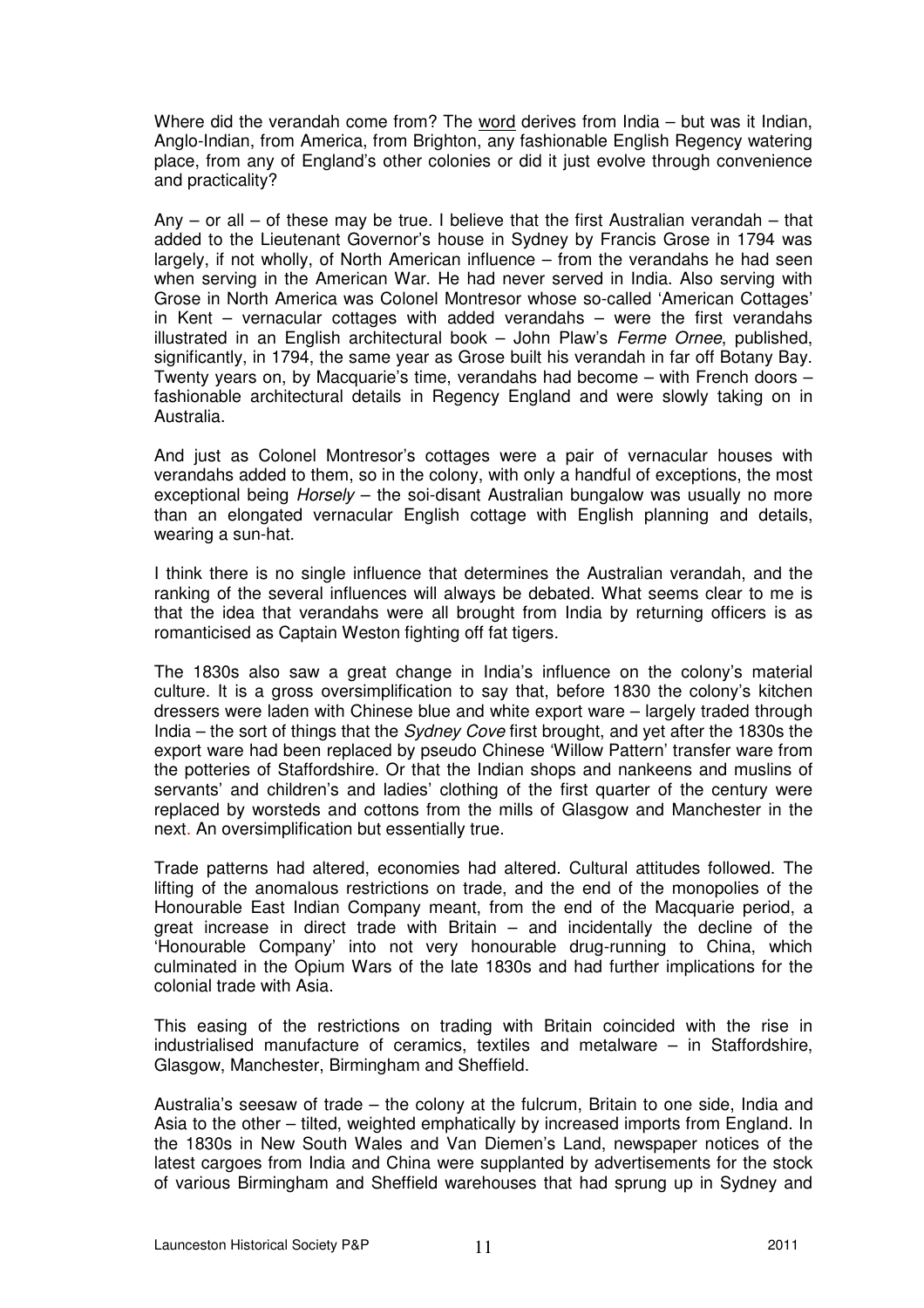Where did the verandah come from? The word derives from India – but was it Indian, Anglo-Indian, from America, from Brighton, any fashionable English Regency watering place, from any of England's other colonies or did it just evolve through convenience and practicality?

Any – or all – of these may be true. I believe that the first Australian verandah – that added to the Lieutenant Governor's house in Sydney by Francis Grose in 1794 was largely, if not wholly, of North American influence – from the verandahs he had seen when serving in the American War. He had never served in India. Also serving with Grose in North America was Colonel Montresor whose so-called 'American Cottages' in Kent – vernacular cottages with added verandahs – were the first verandahs illustrated in an English architectural book – John Plaw's *Ferme Ornee*, published, significantly, in 1794, the same year as Grose built his verandah in far off Botany Bay. Twenty years on, by Macquarie's time, verandahs had become – with French doors – fashionable architectural details in Regency England and were slowly taking on in Australia.

And just as Colonel Montresor's cottages were a pair of vernacular houses with verandahs added to them, so in the colony, with only a handful of exceptions, the most exceptional being *Horsely* – the soi-disant Australian bungalow was usually no more than an elongated vernacular English cottage with English planning and details, wearing a sun-hat.

I think there is no single influence that determines the Australian verandah, and the ranking of the several influences will always be debated. What seems clear to me is that the idea that verandahs were all brought from India by returning officers is as romanticised as Captain Weston fighting off fat tigers.

The 1830s also saw a great change in India's influence on the colony's material culture. It is a gross oversimplification to say that, before 1830 the colony's kitchen dressers were laden with Chinese blue and white export ware – largely traded through India – the sort of things that the *Sydney Cove* first brought, and yet after the 1830s the export ware had been replaced by pseudo Chinese 'Willow Pattern' transfer ware from the potteries of Staffordshire. Or that the Indian shops and nankeens and muslins of servants' and children's and ladies' clothing of the first quarter of the century were replaced by worsteds and cottons from the mills of Glasgow and Manchester in the next. An oversimplification but essentially true.

Trade patterns had altered, economies had altered. Cultural attitudes followed. The lifting of the anomalous restrictions on trade, and the end of the monopolies of the Honourable East Indian Company meant, from the end of the Macquarie period, a great increase in direct trade with Britain – and incidentally the decline of the 'Honourable Company' into not very honourable drug-running to China, which culminated in the Opium Wars of the late 1830s and had further implications for the colonial trade with Asia.

This easing of the restrictions on trading with Britain coincided with the rise in industrialised manufacture of ceramics, textiles and metalware – in Staffordshire, Glasgow, Manchester, Birmingham and Sheffield.

Australia's seesaw of trade – the colony at the fulcrum, Britain to one side, India and Asia to the other – tilted, weighted emphatically by increased imports from England. In the 1830s in New South Wales and Van Diemen's Land, newspaper notices of the latest cargoes from India and China were supplanted by advertisements for the stock of various Birmingham and Sheffield warehouses that had sprung up in Sydney and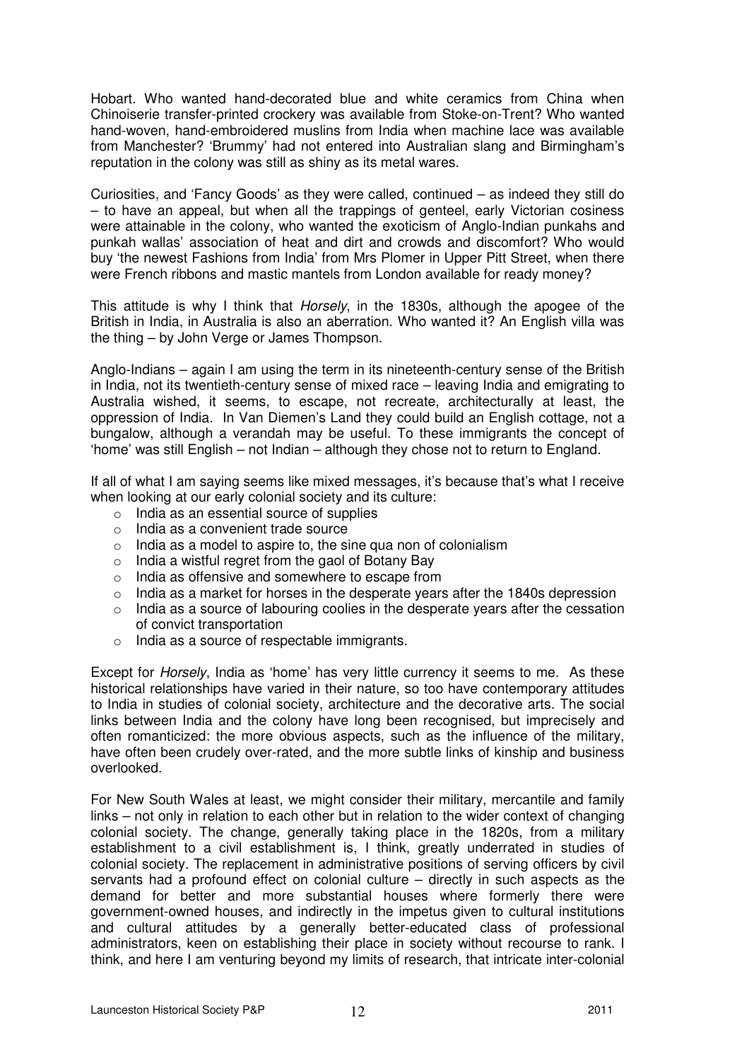Hobart. Who wanted hand-decorated blue and white ceramics from China when Chinoiserie transfer-printed crockery was available from Stoke-on-Trent? Who wanted hand-woven, hand-embroidered muslins from India when machine lace was available from Manchester? 'Brummy' had not entered into Australian slang and Birmingham's reputation in the colony was still as shiny as its metal wares.

Curiosities, and 'Fancy Goods' as they were called, continued – as indeed they still do – to have an appeal, but when all the trappings of genteel, early Victorian cosiness were attainable in the colony, who wanted the exoticism of Anglo-Indian punkahs and punkah wallas' association of heat and dirt and crowds and discomfort? Who would buy 'the newest Fashions from India' from Mrs Plomer in Upper Pitt Street, when there were French ribbons and mastic mantels from London available for ready money?

This attitude is why I think that *Horsely*, in the 1830s, although the apogee of the British in India, in Australia is also an aberration. Who wanted it? An English villa was the thing – by John Verge or James Thompson.

Anglo-Indians – again I am using the term in its nineteenth-century sense of the British in India, not its twentieth-century sense of mixed race – leaving India and emigrating to Australia wished, it seems, to escape, not recreate, architecturally at least, the oppression of India. In Van Diemen's Land they could build an English cottage, not a bungalow, although a verandah may be useful. To these immigrants the concept of 'home' was still English – not Indian – although they chose not to return to England.

If all of what I am saying seems like mixed messages, it's because that's what I receive when looking at our early colonial society and its culture:

- India as an essential source of supplies
- India as a convenient trade source
- India as a model to aspire to, the sine qua non of colonialism
- India a wistful regret from the gaol of Botany Bay
- India as offensive and somewhere to escape from
- India as a market for horses in the desperate years after the 1840s depression
- India as a source of labouring coolies in the desperate years after the cessation of convict transportation
- India as a source of respectable immigrants.

Except for *Horsely*, India as 'home' has very little currency it seems to me. As these historical relationships have varied in their nature, so too have contemporary attitudes to India in studies of colonial society, architecture and the decorative arts. The social links between India and the colony have long been recognised, but imprecisely and often romanticized: the more obvious aspects, such as the influence of the military, have often been crudely over-rated, and the more subtle links of kinship and business overlooked.

For New South Wales at least, we might consider their military, mercantile and family links – not only in relation to each other but in relation to the wider context of changing colonial society. The change, generally taking place in the 1820s, from a military establishment to a civil establishment is, I think, greatly underrated in studies of colonial society. The replacement in administrative positions of serving officers by civil servants had a profound effect on colonial culture – directly in such aspects as the demand for better and more substantial houses where formerly there were government-owned houses, and indirectly in the impetus given to cultural institutions and cultural attitudes by a generally better-educated class of professional administrators, keen on establishing their place in society without recourse to rank. I think, and here I am venturing beyond my limits of research, that intricate inter-colonial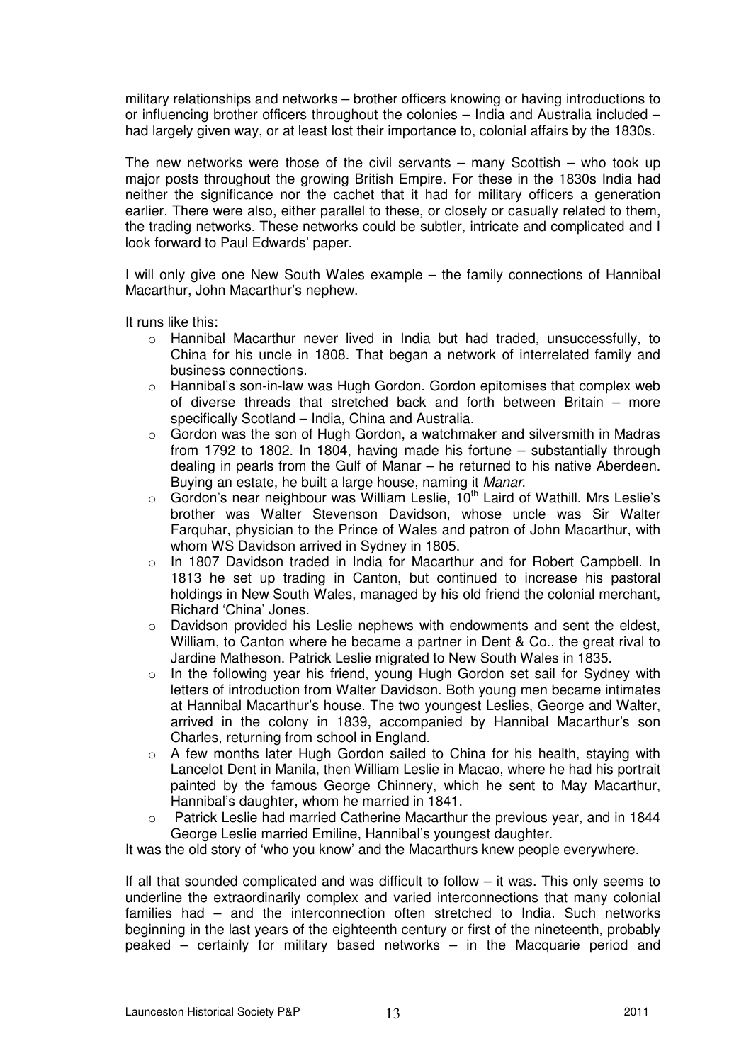military relationships and networks – brother officers knowing or having introductions to or influencing brother officers throughout the colonies – India and Australia included – had largely given way, or at least lost their importance to, colonial affairs by the 1830s.

The new networks were those of the civil servants – many Scottish – who took up major posts throughout the growing British Empire. For these in the 1830s India had neither the significance nor the cachet that it had for military officers a generation earlier. There were also, either parallel to these, or closely or casually related to them, the trading networks. These networks could be subtler, intricate and complicated and I look forward to Paul Edwards' paper.

I will only give one New South Wales example – the family connections of Hannibal Macarthur, John Macarthur's nephew.

It runs like this:

- Hannibal Macarthur never lived in India but had traded, unsuccessfully, to China for his uncle in 1808. That began a network of interrelated family and business connections.
- Hannibal's son-in-law was Hugh Gordon. Gordon epitomises that complex web of diverse threads that stretched back and forth between Britain – more specifically Scotland – India, China and Australia.
- Gordon was the son of Hugh Gordon, a watchmaker and silversmith in Madras from 1792 to 1802. In 1804, having made his fortune – substantially through dealing in pearls from the Gulf of Manar – he returned to his native Aberdeen. Buying an estate, he built a large house, naming it *Manar*.
- Gordon's near neighbour was William Leslie, 10th Laird of Wathill. Mrs Leslie's brother was Walter Stevenson Davidson, whose uncle was Sir Walter Farquhar, physician to the Prince of Wales and patron of John Macarthur, with whom WS Davidson arrived in Sydney in 1805.
- In 1807 Davidson traded in India for Macarthur and for Robert Campbell. In 1813 he set up trading in Canton, but continued to increase his pastoral holdings in New South Wales, managed by his old friend the colonial merchant, Richard 'China' Jones.
- Davidson provided his Leslie nephews with endowments and sent the eldest, William, to Canton where he became a partner in Dent & Co., the great rival to Jardine Matheson. Patrick Leslie migrated to New South Wales in 1835.
- In the following year his friend, young Hugh Gordon set sail for Sydney with letters of introduction from Walter Davidson. Both young men became intimates at Hannibal Macarthur's house. The two youngest Leslies, George and Walter, arrived in the colony in 1839, accompanied by Hannibal Macarthur's son Charles, returning from school in England.
- A few months later Hugh Gordon sailed to China for his health, staying with Lancelot Dent in Manila, then William Leslie in Macao, where he had his portrait painted by the famous George Chinnery, which he sent to May Macarthur, Hannibal's daughter, whom he married in 1841.
- Patrick Leslie had married Catherine Macarthur the previous year, and in 1844 George Leslie married Emiline, Hannibal's youngest daughter.

It was the old story of 'who you know' and the Macarthurs knew people everywhere.

If all that sounded complicated and was difficult to follow – it was. This only seems to underline the extraordinarily complex and varied interconnections that many colonial families had – and the interconnection often stretched to India. Such networks beginning in the last years of the eighteenth century or first of the nineteenth, probably peaked – certainly for military based networks – in the Macquarie period and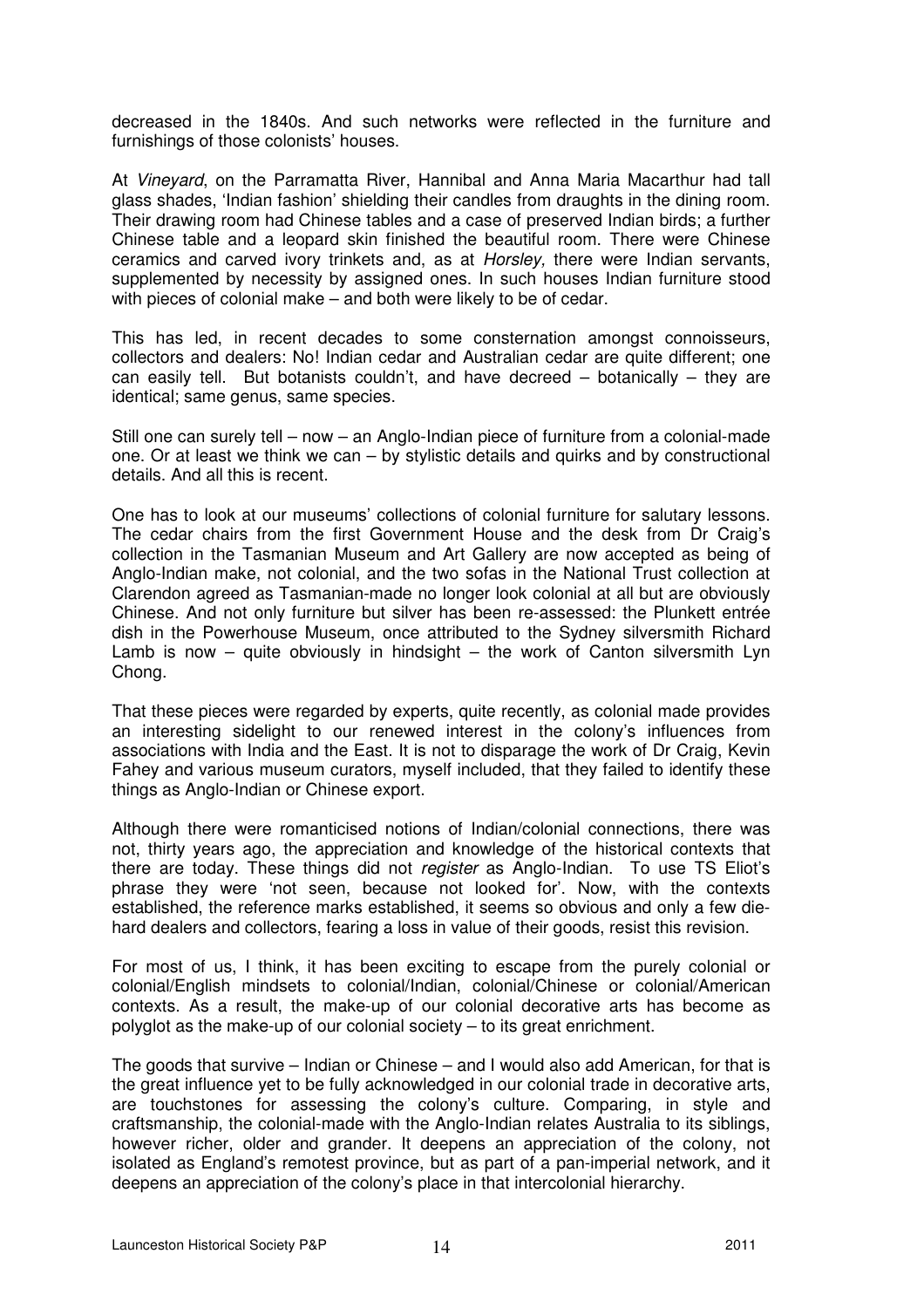decreased in the 1840s. And such networks were reflected in the furniture and furnishings of those colonists' houses.

At *Vineyard*, on the Parramatta River, Hannibal and Anna Maria Macarthur had tall glass shades, 'Indian fashion' shielding their candles from draughts in the dining room. Their drawing room had Chinese tables and a case of preserved Indian birds; a further Chinese table and a leopard skin finished the beautiful room. There were Chinese ceramics and carved ivory trinkets and, as at *Horsley,* there were Indian servants, supplemented by necessity by assigned ones. In such houses Indian furniture stood with pieces of colonial make – and both were likely to be of cedar.

This has led, in recent decades to some consternation amongst connoisseurs, collectors and dealers: No! Indian cedar and Australian cedar are quite different; one can easily tell. But botanists couldn't, and have decreed – botanically – they are identical; same genus, same species.

Still one can surely tell – now – an Anglo-Indian piece of furniture from a colonial-made one. Or at least we think we can – by stylistic details and quirks and by constructional details. And all this is recent.

One has to look at our museums' collections of colonial furniture for salutary lessons. The cedar chairs from the first Government House and the desk from Dr Craig's collection in the Tasmanian Museum and Art Gallery are now accepted as being of Anglo-Indian make, not colonial, and the two sofas in the National Trust collection at Clarendon agreed as Tasmanian-made no longer look colonial at all but are obviously Chinese. And not only furniture but silver has been re-assessed: the Plunkett entrée dish in the Powerhouse Museum, once attributed to the Sydney silversmith Richard Lamb is now – quite obviously in hindsight – the work of Canton silversmith Lyn Chong.

That these pieces were regarded by experts, quite recently, as colonial made provides an interesting sidelight to our renewed interest in the colony's influences from associations with India and the East. It is not to disparage the work of Dr Craig, Kevin Fahey and various museum curators, myself included, that they failed to identify these things as Anglo-Indian or Chinese export.

Although there were romanticised notions of Indian/colonial connections, there was not, thirty years ago, the appreciation and knowledge of the historical contexts that there are today. These things did not *register* as Anglo-Indian. To use TS Eliot's phrase they were 'not seen, because not looked for'. Now, with the contexts established, the reference marks established, it seems so obvious and only a few die-hard dealers and collectors, fearing a loss in value of their goods, resist this revision.

For most of us, I think, it has been exciting to escape from the purely colonial or colonial/English mindsets to colonial/Indian, colonial/Chinese or colonial/American contexts. As a result, the make-up of our colonial decorative arts has become as polyglot as the make-up of our colonial society – to its great enrichment.

The goods that survive – Indian or Chinese – and I would also add American, for that is the great influence yet to be fully acknowledged in our colonial trade in decorative arts, are touchstones for assessing the colony's culture. Comparing, in style and craftsmanship, the colonial-made with the Anglo-Indian relates Australia to its siblings, however richer, older and grander. It deepens an appreciation of the colony, not isolated as England's remotest province, but as part of a pan-imperial network, and it deepens an appreciation of the colony's place in that intercolonial hierarchy.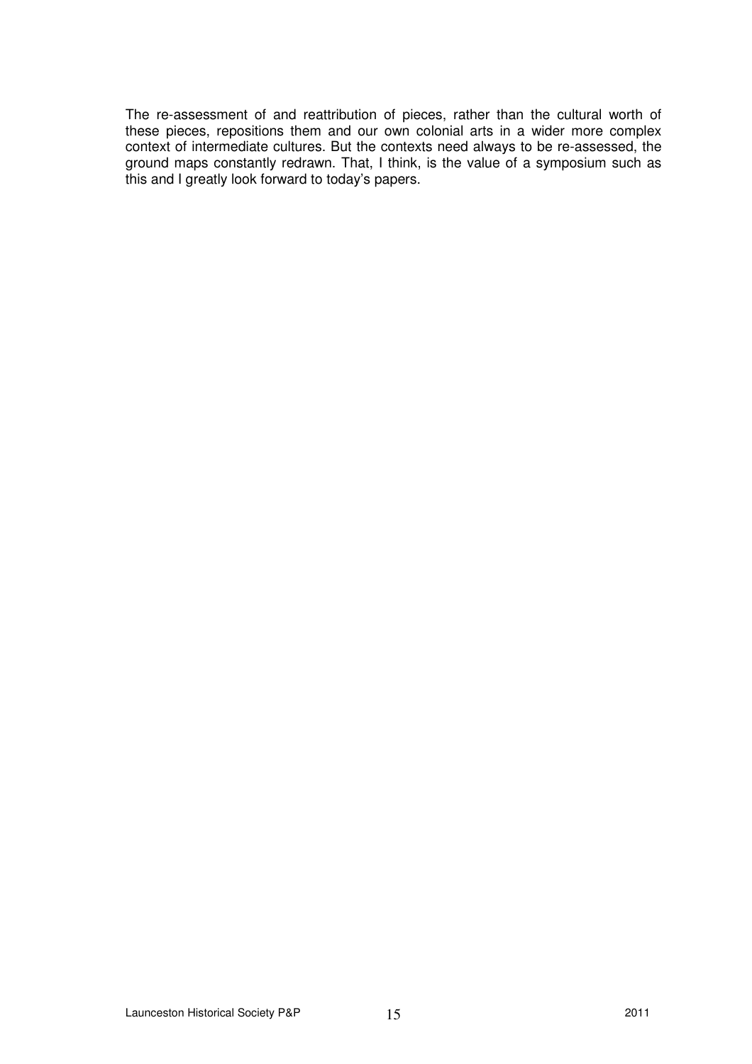The re-assessment of and reattribution of pieces, rather than the cultural worth of these pieces, repositions them and our own colonial arts in a wider more complex context of intermediate cultures. But the contexts need always to be re-assessed, the ground maps constantly redrawn. That, I think, is the value of a symposium such as this and I greatly look forward to today's papers.